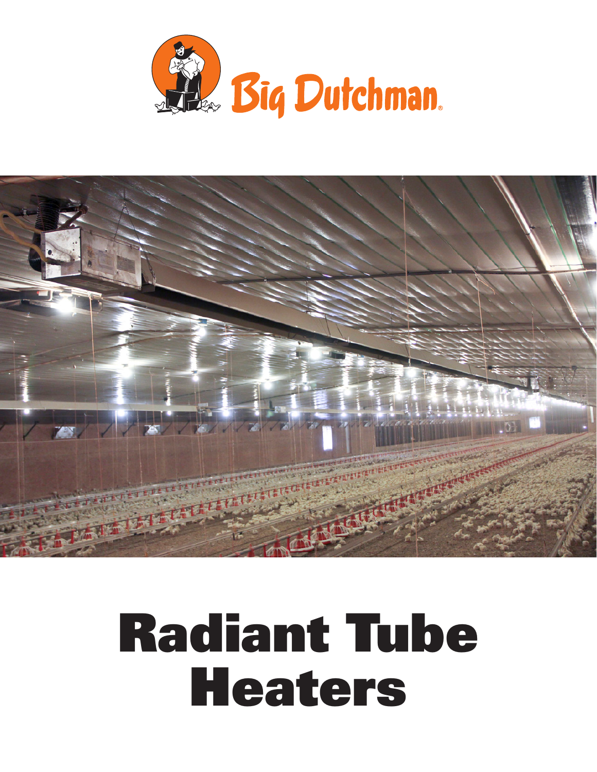Big Dutchman®

# Radiant Tube Heaters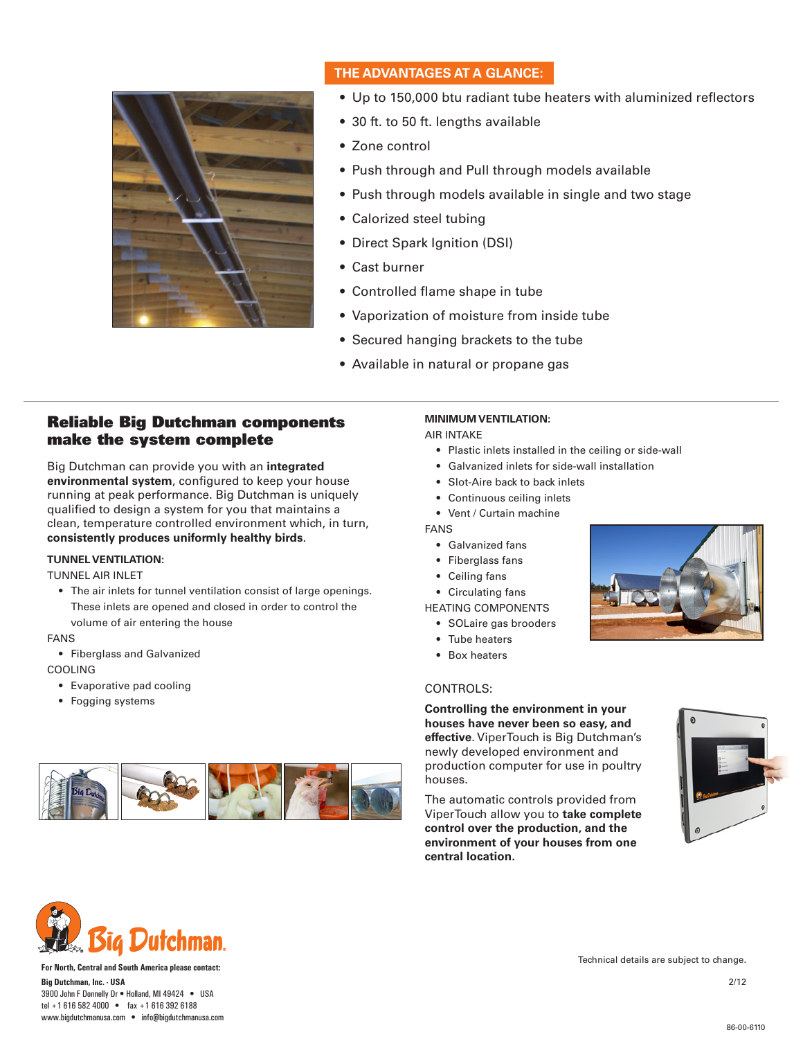## THE ADVANTAGES AT A GLANCE:

- Up to 150,000 btu radiant tube heaters with aluminized reflectors
- 30 ft. to 50 ft. lengths available
- Zone control
- Push through and Pull through models available
- Push through models available in single and two stage
- Calorized steel tubing
- Direct Spark Ignition (DSI)
- Cast burner
- Controlled flame shape in tube
- Vaporization of moisture from inside tube
- Secured hanging brackets to the tube
- Available in natural or propane gas

## Reliable Big Dutchman components make the system complete

Big Dutchman can provide you with an **integrated environmental system**, configured to keep your house running at peak performance. Big Dutchman is uniquely qualified to design a system for you that maintains a clean, temperature controlled environment which, in turn, **consistently produces uniformly healthy birds**.

**TUNNEL VENTILATION:**

TUNNEL AIR INLET

- The air inlets for tunnel ventilation consist of large openings. These inlets are opened and closed in order to control the volume of air entering the house

FANS

- Fiberglass and Galvanized

COOLING

- Evaporative pad cooling
- Fogging systems

**MINIMUM VENTILATION:**

AIR INTAKE

- Plastic inlets installed in the ceiling or side-wall
- Galvanized inlets for side-wall installation
- Slot-Aire back to back inlets
- Continuous ceiling inlets
- Vent / Curtain machine

FANS

- Galvanized fans
- Fiberglass fans
- Ceiling fans
- Circulating fans

HEATING COMPONENTS

- SOLaire gas brooders
- Tube heaters
- Box heaters

CONTROLS:

**Controlling the environment in your houses have never been so easy, and effective**. ViperTouch is Big Dutchman's newly developed environment and production computer for use in poultry houses.

The automatic controls provided from ViperTouch allow you to **take complete control over the production, and the environment of your houses from one central location.**

**For North, Central and South America please contact:**

**Big Dutchman, Inc. · USA**
3900 John F Donnelly Dr • Holland, MI 49424 • USA
tel +1 616 582 4000 • fax +1 616 392 6188
www.bigdutchmanusa.com • info@bigdutchmanusa.com

Technical details are subject to change.

2/12

86-00-6110